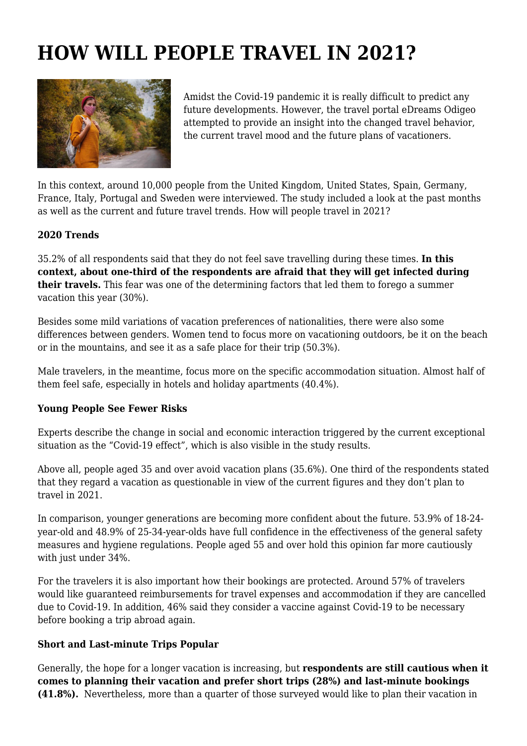# HOW WILL PEOPLE TRAVEL IN 2021?

Amidst the Covid-19 pandemic it is really difficult to predict any future developments. However, the travel portal eDreams Odigeo attempted to provide an insight into the changed travel behavior, the current travel mood and the future plans of vacationers.

In this context, around 10,000 people from the United Kingdom, United States, Spain, Germany, France, Italy, Portugal and Sweden were interviewed. The study included a look at the past months as well as the current and future travel trends. How will people travel in 2021?

**2020 Trends**

35.2% of all respondents said that they do not feel save travelling during these times. **In this context, about one-third of the respondents are afraid that they will get infected during their travels.** This fear was one of the determining factors that led them to forego a summer vacation this year (30%).

Besides some mild variations of vacation preferences of nationalities, there were also some differences between genders. Women tend to focus more on vacationing outdoors, be it on the beach or in the mountains, and see it as a safe place for their trip (50.3%).

Male travelers, in the meantime, focus more on the specific accommodation situation. Almost half of them feel safe, especially in hotels and holiday apartments (40.4%).

**Young People See Fewer Risks**

Experts describe the change in social and economic interaction triggered by the current exceptional situation as the "Covid-19 effect", which is also visible in the study results.

Above all, people aged 35 and over avoid vacation plans (35.6%). One third of the respondents stated that they regard a vacation as questionable in view of the current figures and they don't plan to travel in 2021.

In comparison, younger generations are becoming more confident about the future. 53.9% of 18-24-year-old and 48.9% of 25-34-year-olds have full confidence in the effectiveness of the general safety measures and hygiene regulations. People aged 55 and over hold this opinion far more cautiously with just under 34%.

For the travelers it is also important how their bookings are protected. Around 57% of travelers would like guaranteed reimbursements for travel expenses and accommodation if they are cancelled due to Covid-19. In addition, 46% said they consider a vaccine against Covid-19 to be necessary before booking a trip abroad again.

**Short and Last-minute Trips Popular**

Generally, the hope for a longer vacation is increasing, but **respondents are still cautious when it comes to planning their vacation and prefer short trips (28%) and last-minute bookings (41.8%).** Nevertheless, more than a quarter of those surveyed would like to plan their vacation in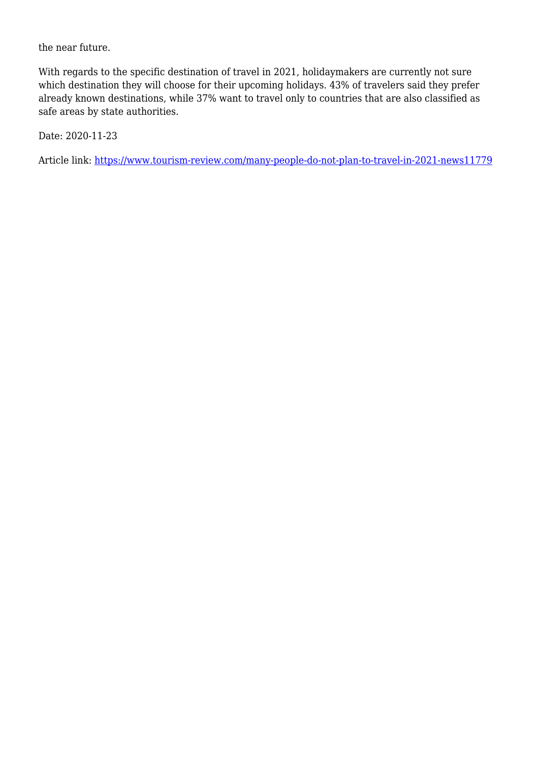the near future.

With regards to the specific destination of travel in 2021, holidaymakers are currently not sure which destination they will choose for their upcoming holidays. 43% of travelers said they prefer already known destinations, while 37% want to travel only to countries that are also classified as safe areas by state authorities.

Date: 2020-11-23

Article link: [https://www.tourism-review.com/many-people-do-not-plan-to-travel-in-2021-news11779](https://www.tourism-review.com/many-people-do-not-plan-to-travel-in-2021-news11779)